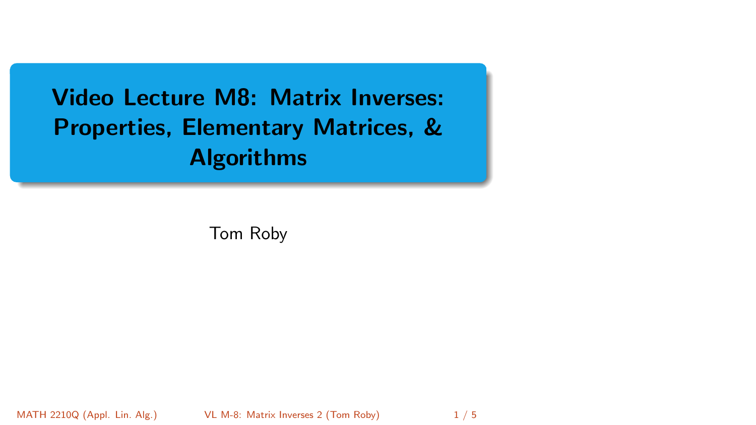# Video Lecture M8: Matrix Inverses: Properties, Elementary Matrices, & Algorithms

Tom Roby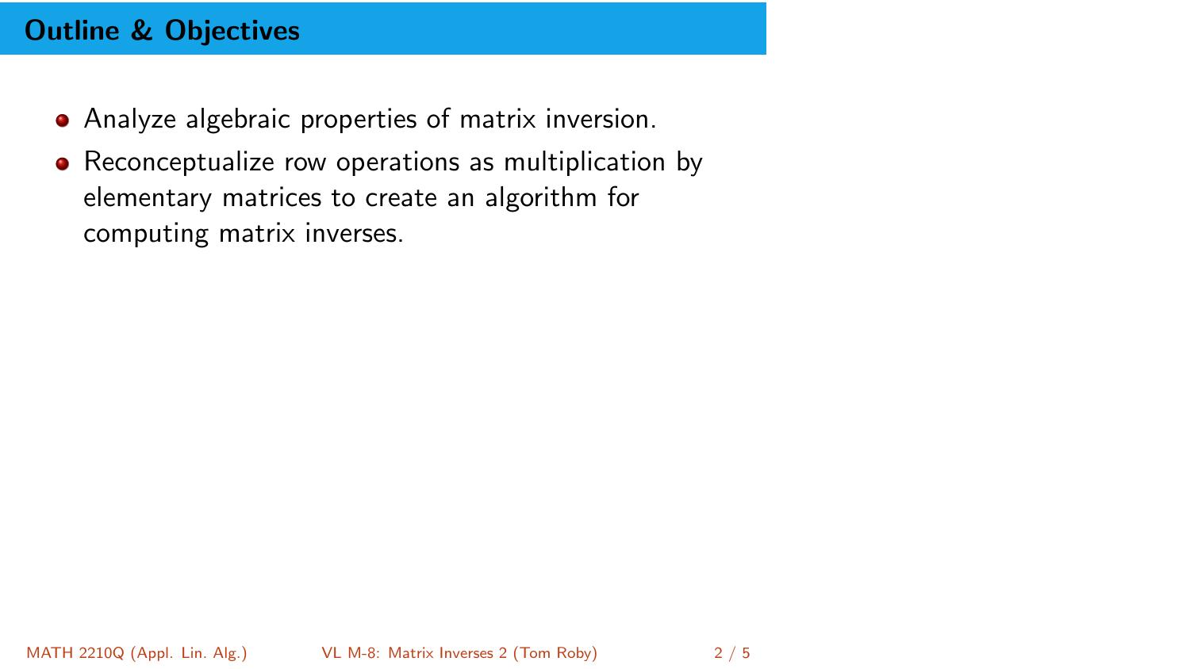## Outline & Objectives

- Analyze algebraic properties of matrix inversion.
- Reconceptualize row operations as multiplication by elementary matrices to create an algorithm for computing matrix inverses.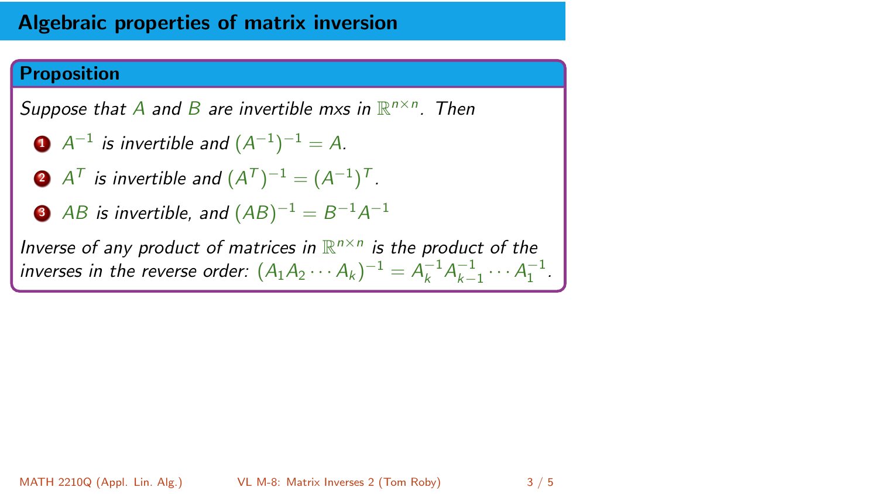# Algebraic properties of matrix inversion

## Proposition

*Suppose that $A$ and $B$ are invertible mxs in $\mathbb{R}^{n\times n}$. Then*

1. $A^{-1}$ *is invertible and* $(A^{-1})^{-1} = A$.
2. $A^T$ *is invertible and* $(A^T)^{-1} = (A^{-1})^T$.
3. $AB$ *is invertible, and* $(AB)^{-1} = B^{-1}A^{-1}$

*Inverse of any product of matrices in $\mathbb{R}^{n\times n}$ is the product of the inverses in the reverse order:* $(A_1A_2\cdots A_k)^{-1} = A_k^{-1}A_{k-1}^{-1}\cdots A_1^{-1}$.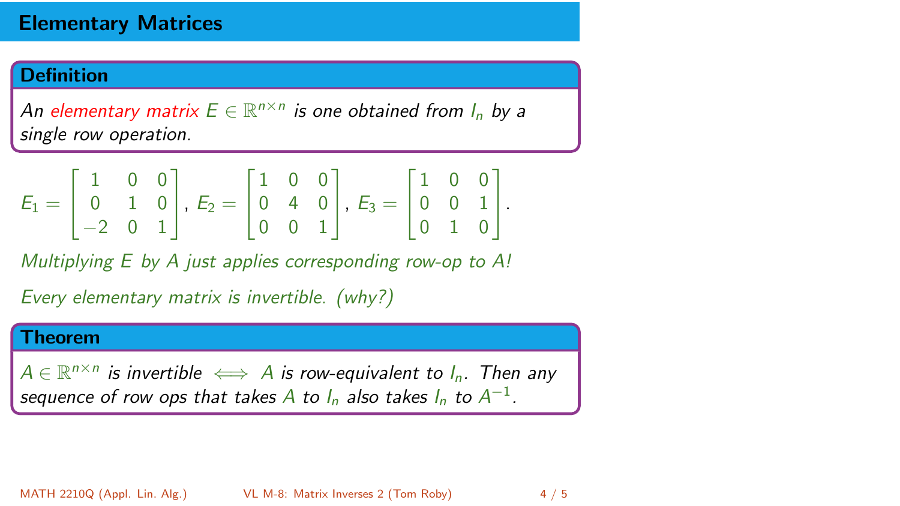# Elementary Matrices

**Definition**

*An* ***elementary matrix*** $E \in \mathbb{R}^{n \times n}$ *is one obtained from* $I_n$ *by a single row operation.*

$$E_1 = \begin{bmatrix} 1 & 0 & 0 \\ 0 & 1 & 0 \\ -2 & 0 & 1 \end{bmatrix}, \; E_2 = \begin{bmatrix} 1 & 0 & 0 \\ 0 & 4 & 0 \\ 0 & 0 & 1 \end{bmatrix}, \; E_3 = \begin{bmatrix} 1 & 0 & 0 \\ 0 & 0 & 1 \\ 0 & 1 & 0 \end{bmatrix}.$$

*Multiplying $E$ by $A$ just applies corresponding row-op to $A$!*

*Every elementary matrix is invertible. (why?)*

**Theorem**

$A \in \mathbb{R}^{n \times n}$ *is invertible* $\iff$ $A$ *is row-equivalent to* $I_n$. *Then any sequence of row ops that takes* $A$ *to* $I_n$ *also takes* $I_n$ *to* $A^{-1}$.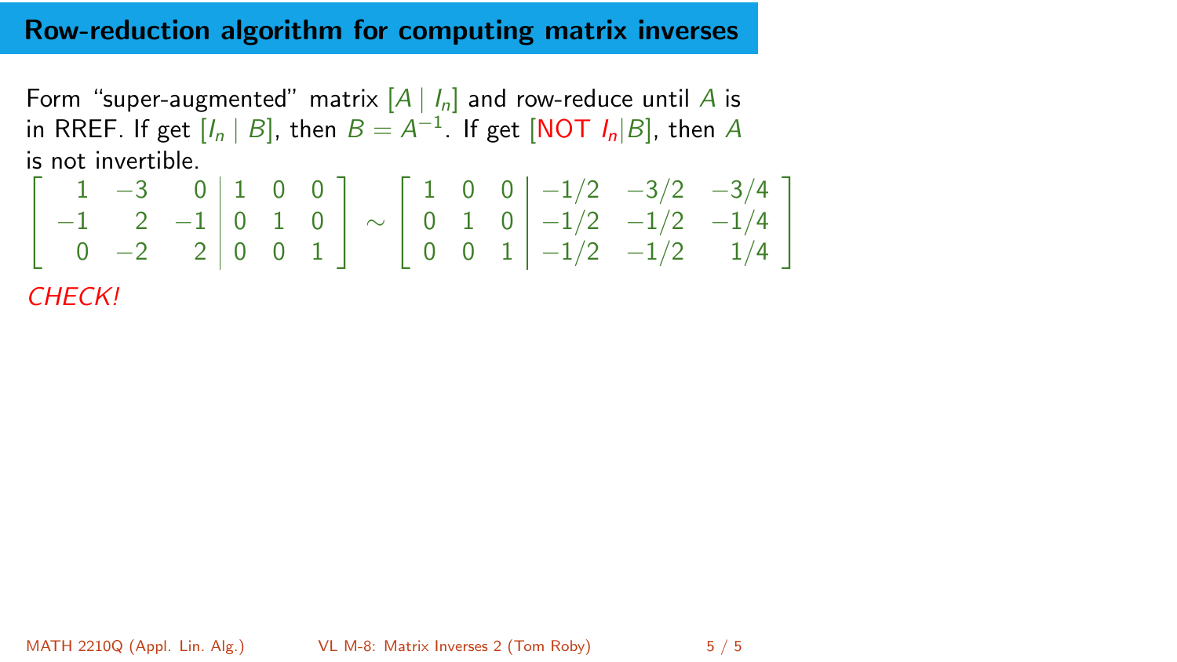# Row-reduction algorithm for computing matrix inverses

Form "super-augmented" matrix $[A \mid I_n]$ and row-reduce until $A$ is in RREF. If get $[I_n \mid B]$, then $B = A^{-1}$. If get [NOT $I_n|B$], then $A$ is not invertible.

$$\left[\begin{array}{rrr|rrr} 1 & -3 & 0 & 1 & 0 & 0 \\ -1 & 2 & -1 & 0 & 1 & 0 \\ 0 & -2 & 2 & 0 & 0 & 1 \end{array}\right] \sim \left[\begin{array}{rrr|rrr} 1 & 0 & 0 & -1/2 & -3/2 & -3/4 \\ 0 & 1 & 0 & -1/2 & -1/2 & -1/4 \\ 0 & 0 & 1 & -1/2 & -1/2 & 1/4 \end{array}\right]$$

*CHECK!*